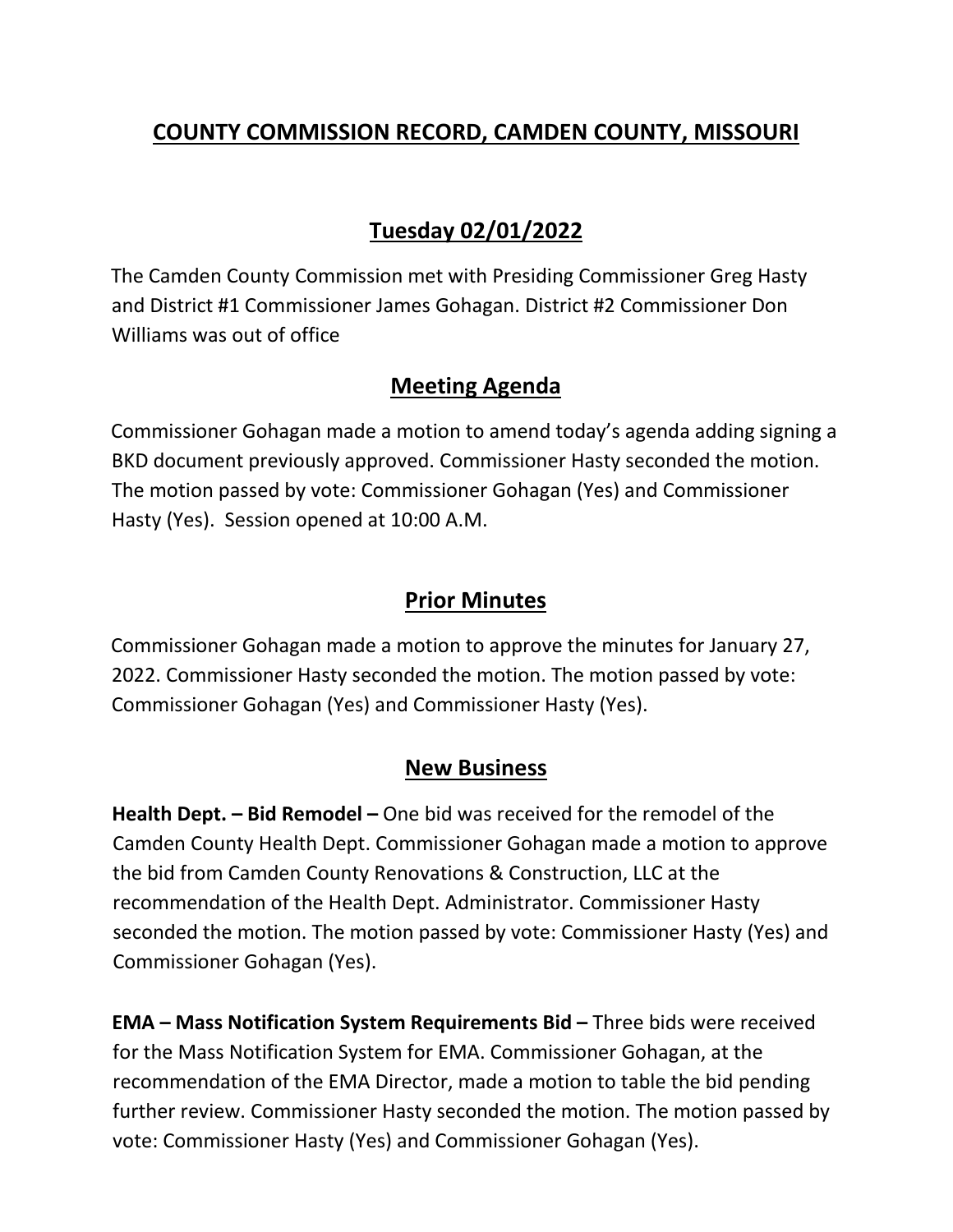# COUNTY COMMISSION RECORD, CAMDEN COUNTY, MISSOURI

## Tuesday 02/01/2022

The Camden County Commission met with Presiding Commissioner Greg Hasty and District #1 Commissioner James Gohagan. District #2 Commissioner Don Williams was out of office

## Meeting Agenda

Commissioner Gohagan made a motion to amend today's agenda adding signing a BKD document previously approved. Commissioner Hasty seconded the motion. The motion passed by vote: Commissioner Gohagan (Yes) and Commissioner Hasty (Yes). Session opened at 10:00 A.M.

## Prior Minutes

Commissioner Gohagan made a motion to approve the minutes for January 27, 2022. Commissioner Hasty seconded the motion. The motion passed by vote: Commissioner Gohagan (Yes) and Commissioner Hasty (Yes).

## New Business

**Health Dept. – Bid Remodel –** One bid was received for the remodel of the Camden County Health Dept. Commissioner Gohagan made a motion to approve the bid from Camden County Renovations & Construction, LLC at the recommendation of the Health Dept. Administrator. Commissioner Hasty seconded the motion. The motion passed by vote: Commissioner Hasty (Yes) and Commissioner Gohagan (Yes).

**EMA – Mass Notification System Requirements Bid –** Three bids were received for the Mass Notification System for EMA. Commissioner Gohagan, at the recommendation of the EMA Director, made a motion to table the bid pending further review. Commissioner Hasty seconded the motion. The motion passed by vote: Commissioner Hasty (Yes) and Commissioner Gohagan (Yes).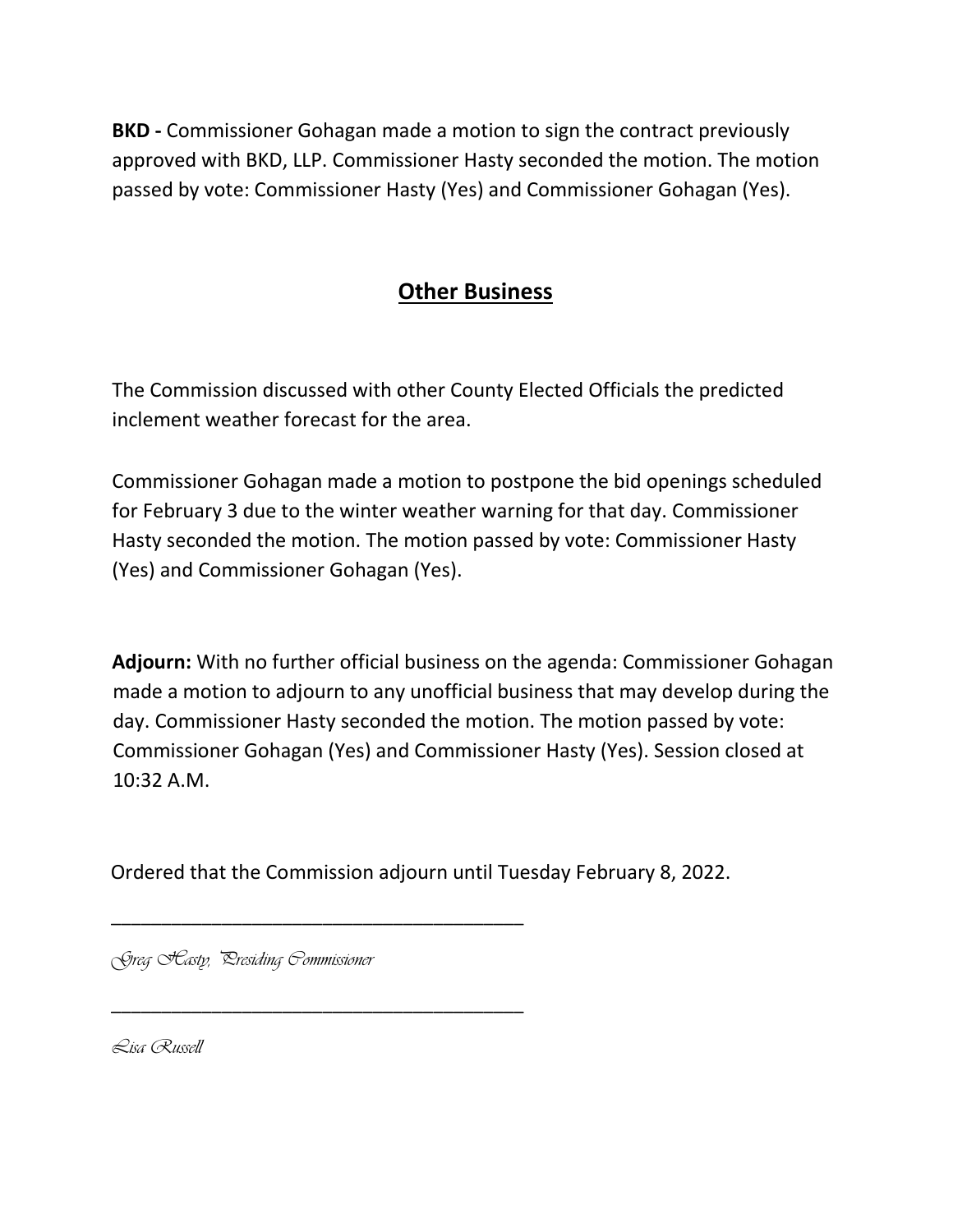**BKD -** Commissioner Gohagan made a motion to sign the contract previously approved with BKD, LLP. Commissioner Hasty seconded the motion. The motion passed by vote: Commissioner Hasty (Yes) and Commissioner Gohagan (Yes).

## Other Business

The Commission discussed with other County Elected Officials the predicted inclement weather forecast for the area.

Commissioner Gohagan made a motion to postpone the bid openings scheduled for February 3 due to the winter weather warning for that day. Commissioner Hasty seconded the motion. The motion passed by vote: Commissioner Hasty (Yes) and Commissioner Gohagan (Yes).

**Adjourn:** With no further official business on the agenda: Commissioner Gohagan made a motion to adjourn to any unofficial business that may develop during the day. Commissioner Hasty seconded the motion. The motion passed by vote: Commissioner Gohagan (Yes) and Commissioner Hasty (Yes). Session closed at 10:32 A.M.

Ordered that the Commission adjourn until Tuesday February 8, 2022.

\_\_\_\_\_\_\_\_\_\_\_\_\_\_\_\_\_\_\_\_\_\_\_\_\_\_\_\_\_\_\_\_\_\_\_\_\_\_\_\_

*Greg Hasty, Presiding Commissioner*

\_\_\_\_\_\_\_\_\_\_\_\_\_\_\_\_\_\_\_\_\_\_\_\_\_\_\_\_\_\_\_\_\_\_\_\_\_\_\_\_

*Lisa Russell*